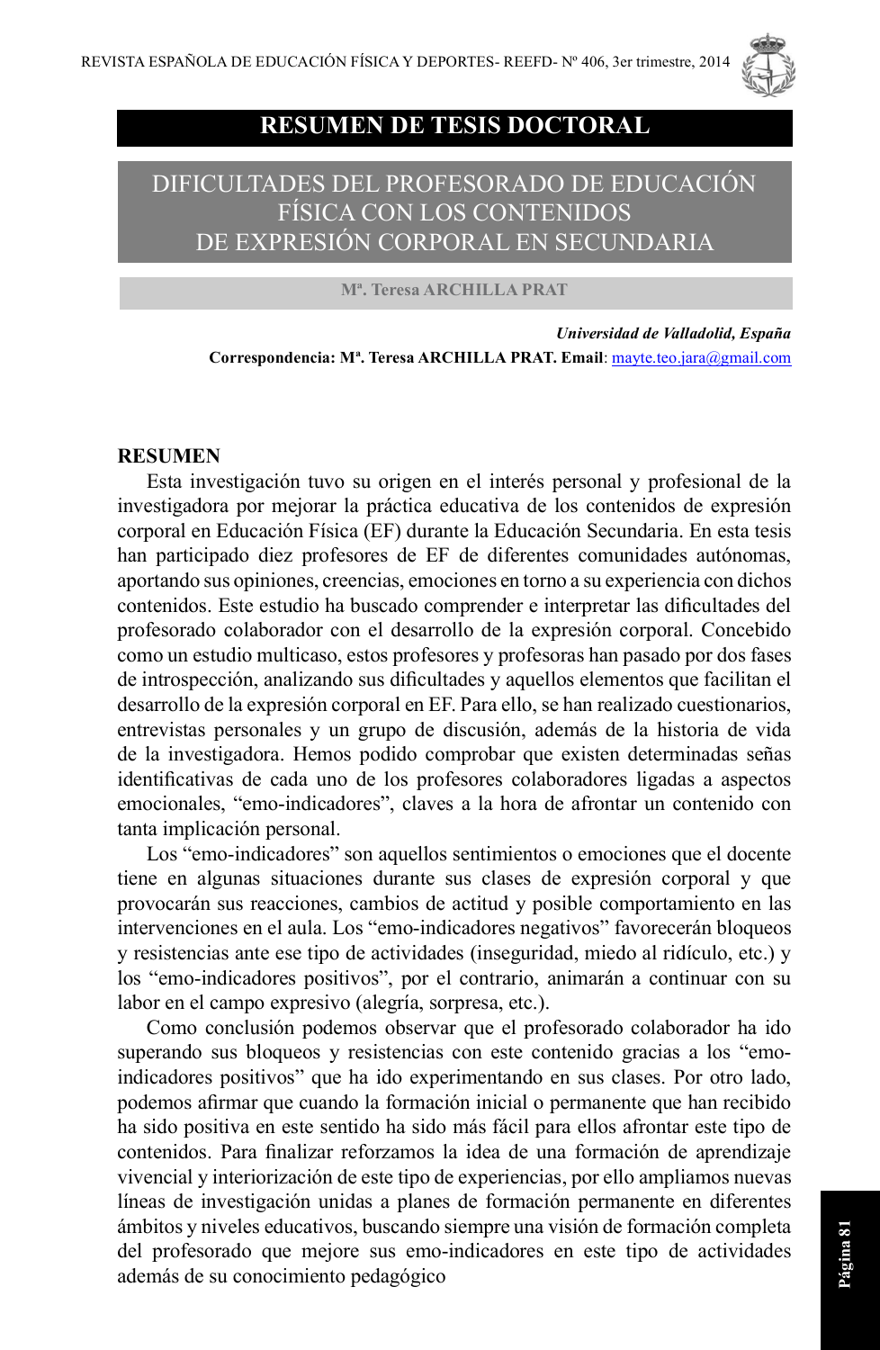# RESUMEN DE TESIS DOCTORAL

## DIFICULTADES DEL PROFESORADO DE EDUCACIÓN FÍSICA CON LOS CONTENIDOS DE EXPRESIÓN CORPORAL EN SECUNDARIA

**Mª. Teresa ARCHILLA PRAT**

***Universidad de Valladolid, España***

**Correspondencia: Mª. Teresa ARCHILLA PRAT. Email**: mayte.teo.jara@gmail.com

### RESUMEN

Esta investigación tuvo su origen en el interés personal y profesional de la investigadora por mejorar la práctica educativa de los contenidos de expresión corporal en Educación Física (EF) durante la Educación Secundaria. En esta tesis han participado diez profesores de EF de diferentes comunidades autónomas, aportando sus opiniones, creencias, emociones en torno a su experiencia con dichos contenidos. Este estudio ha buscado comprender e interpretar las dificultades del profesorado colaborador con el desarrollo de la expresión corporal. Concebido como un estudio multicaso, estos profesores y profesoras han pasado por dos fases de introspección, analizando sus dificultades y aquellos elementos que facilitan el desarrollo de la expresión corporal en EF. Para ello, se han realizado cuestionarios, entrevistas personales y un grupo de discusión, además de la historia de vida de la investigadora. Hemos podido comprobar que existen determinadas señas identificativas de cada uno de los profesores colaboradores ligadas a aspectos emocionales, "emo-indicadores", claves a la hora de afrontar un contenido con tanta implicación personal.

Los "emo-indicadores" son aquellos sentimientos o emociones que el docente tiene en algunas situaciones durante sus clases de expresión corporal y que provocarán sus reacciones, cambios de actitud y posible comportamiento en las intervenciones en el aula. Los "emo-indicadores negativos" favorecerán bloqueos y resistencias ante ese tipo de actividades (inseguridad, miedo al ridículo, etc.) y los "emo-indicadores positivos", por el contrario, animarán a continuar con su labor en el campo expresivo (alegría, sorpresa, etc.).

Como conclusión podemos observar que el profesorado colaborador ha ido superando sus bloqueos y resistencias con este contenido gracias a los "emo-indicadores positivos" que ha ido experimentando en sus clases. Por otro lado, podemos afirmar que cuando la formación inicial o permanente que han recibido ha sido positiva en este sentido ha sido más fácil para ellos afrontar este tipo de contenidos. Para finalizar reforzamos la idea de una formación de aprendizaje vivencial y interiorización de este tipo de experiencias, por ello ampliamos nuevas líneas de investigación unidas a planes de formación permanente en diferentes ámbitos y niveles educativos, buscando siempre una visión de formación completa del profesorado que mejore sus emo-indicadores en este tipo de actividades además de su conocimiento pedagógico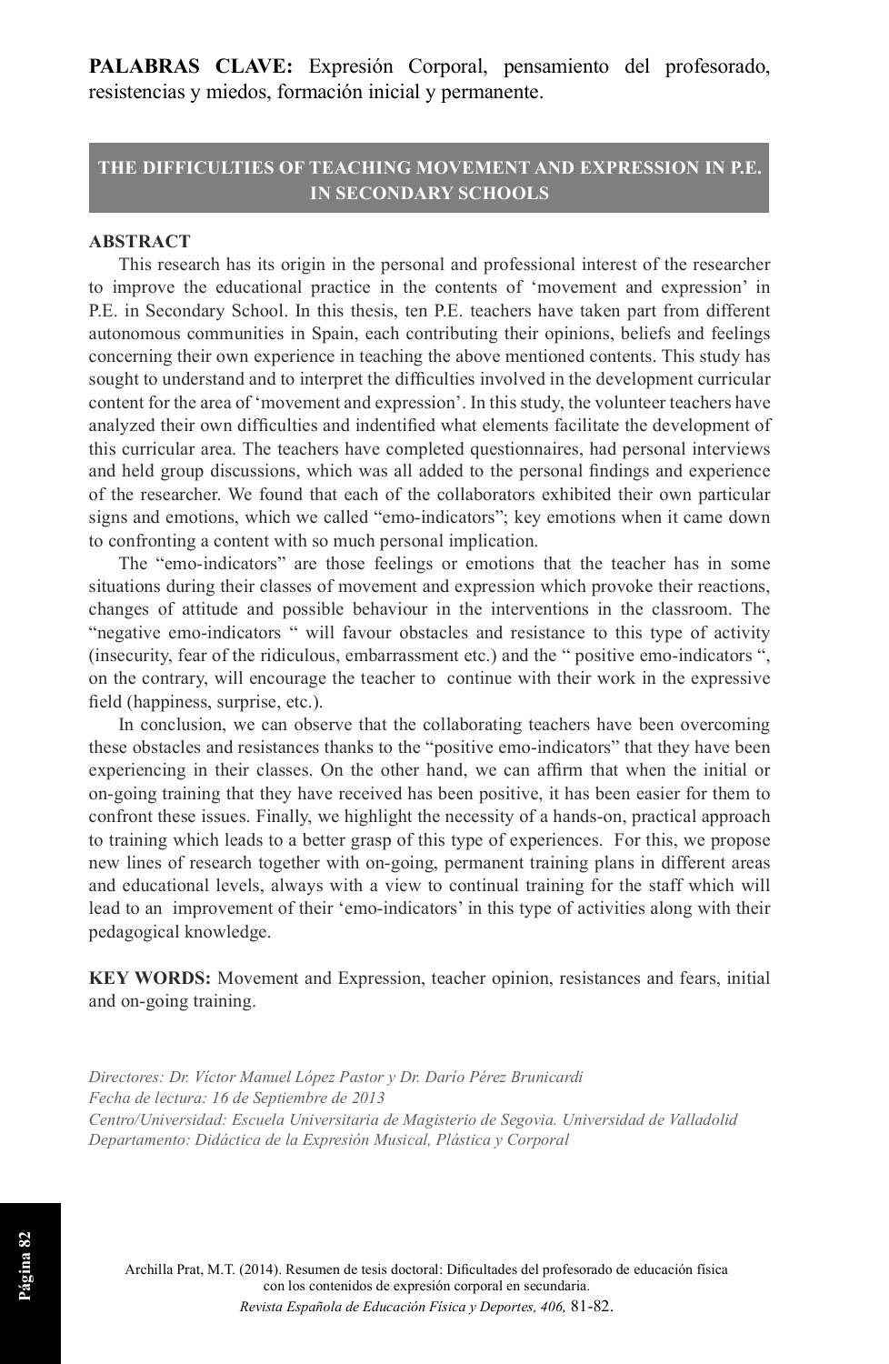**PALABRAS CLAVE:** Expresión Corporal, pensamiento del profesorado, resistencias y miedos, formación inicial y permanente.

## THE DIFFICULTIES OF TEACHING MOVEMENT AND EXPRESSION IN P.E. IN SECONDARY SCHOOLS

### ABSTRACT

This research has its origin in the personal and professional interest of the researcher to improve the educational practice in the contents of 'movement and expression' in P.E. in Secondary School. In this thesis, ten P.E. teachers have taken part from different autonomous communities in Spain, each contributing their opinions, beliefs and feelings concerning their own experience in teaching the above mentioned contents. This study has sought to understand and to interpret the difficulties involved in the development curricular content for the area of 'movement and expression'. In this study, the volunteer teachers have analyzed their own difficulties and indentified what elements facilitate the development of this curricular area. The teachers have completed questionnaires, had personal interviews and held group discussions, which was all added to the personal findings and experience of the researcher. We found that each of the collaborators exhibited their own particular signs and emotions, which we called "emo-indicators"; key emotions when it came down to confronting a content with so much personal implication.

The "emo-indicators" are those feelings or emotions that the teacher has in some situations during their classes of movement and expression which provoke their reactions, changes of attitude and possible behaviour in the interventions in the classroom. The "negative emo-indicators " will favour obstacles and resistance to this type of activity (insecurity, fear of the ridiculous, embarrassment etc.) and the " positive emo-indicators ", on the contrary, will encourage the teacher to continue with their work in the expressive field (happiness, surprise, etc.).

In conclusion, we can observe that the collaborating teachers have been overcoming these obstacles and resistances thanks to the "positive emo-indicators" that they have been experiencing in their classes. On the other hand, we can affirm that when the initial or on-going training that they have received has been positive, it has been easier for them to confront these issues. Finally, we highlight the necessity of a hands-on, practical approach to training which leads to a better grasp of this type of experiences. For this, we propose new lines of research together with on-going, permanent training plans in different areas and educational levels, always with a view to continual training for the staff which will lead to an improvement of their 'emo-indicators' in this type of activities along with their pedagogical knowledge.

**KEY WORDS:** Movement and Expression, teacher opinion, resistances and fears, initial and on-going training.

*Directores: Dr. Víctor Manuel López Pastor y Dr. Darío Pérez Brunicardi*
*Fecha de lectura: 16 de Septiembre de 2013*
*Centro/Universidad: Escuela Universitaria de Magisterio de Segovia. Universidad de Valladolid*
*Departamento: Didáctica de la Expresión Musical, Plástica y Corporal*

Archilla Prat, M.T. (2014). Resumen de tesis doctoral: Dificultades del profesorado de educación física con los contenidos de expresión corporal en secundaria. *Revista Española de Educación Física y Deportes, 406,* 81-82.